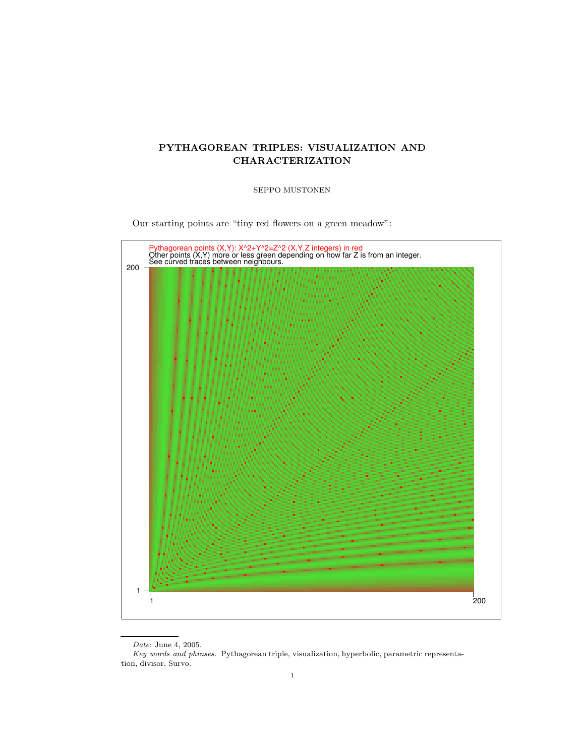# PYTHAGOREAN TRIPLES: VISUALIZATION AND CHARACTERIZATION

SEPPO MUSTONEN

Our starting points are "tiny red flowers on a green meadow":

Pythagorean points (X,Y): X^2+Y^2=Z^2 (X,Y,Z integers) in red
Other points (X,Y) more or less green depending on how far Z is from an integer.
See curved traces between neighbours.

---

*Date*: June 4, 2005.

*Key words and phrases.* Pythagorean triple, visualization, hyperbolic, parametric representation, divisor, Survo.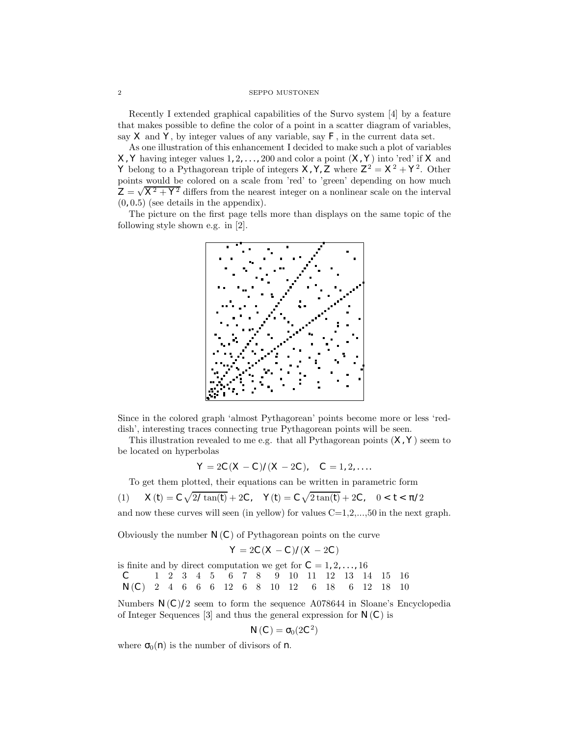Recently I extended graphical capabilities of the Survo system [4] by a feature that makes possible to define the color of a point in a scatter diagram of variables, say $X$ and $Y$, by integer values of any variable, say $F$, in the current data set.

As one illustration of this enhancement I decided to make such a plot of variables $X, Y$ having integer values $1, 2, \ldots, 200$ and color a point $(X, Y)$ into 'red' if $X$ and $Y$ belong to a Pythagorean triple of integers $X, Y, Z$ where $Z^2 = X^2 + Y^2$. Other points would be colored on a scale from 'red' to 'green' depending on how much $Z = \sqrt{X^2 + Y^2}$ differs from the nearest integer on a nonlinear scale on the interval $(0, 0.5)$ (see details in the appendix).

The picture on the first page tells more than displays on the same topic of the following style shown e.g. in [2].

Since in the colored graph 'almost Pythagorean' points become more or less 'reddish', interesting traces connecting true Pythagorean points will be seen.

This illustration revealed to me e.g. that all Pythagorean points $(X, Y)$ seem to be located on hyperbolas

$$Y = 2C(X - C)/(X - 2C), \quad C = 1, 2, \ldots.$$

To get them plotted, their equations can be written in parametric form

$$X(t) = C\sqrt{2/\tan(t)} + 2C, \quad Y(t) = C\sqrt{2\tan(t)} + 2C, \quad 0 < t < \pi/2 \tag{1}$$

and now these curves will seen (in yellow) for values C=1,2,...,50 in the next graph.

Obviously the number $N(C)$ of Pythagorean points on the curve

$$Y = 2C(X - C)/(X - 2C)$$

is finite and by direct computation we get for $C = 1, 2, \ldots, 16$

| $C$ | 1 | 2 | 3 | 4 | 5 | 6 | 7 | 8 | 9 | 10 | 11 | 12 | 13 | 14 | 15 | 16 |
|---|---|---|---|---|---|---|---|---|---|---|---|---|---|---|---|---|
| $N(C)$ | 2 | 4 | 6 | 6 | 6 | 12 | 6 | 8 | 10 | 12 | 6 | 18 | 6 | 12 | 18 | 10 |

Numbers $N(C)/2$ seem to form the sequence A078644 in Sloane's Encyclopedia of Integer Sequences [3] and thus the general expression for $N(C)$ is

$$N(C) = \sigma_0(2C^2)$$

where $\sigma_0(n)$ is the number of divisors of $n$.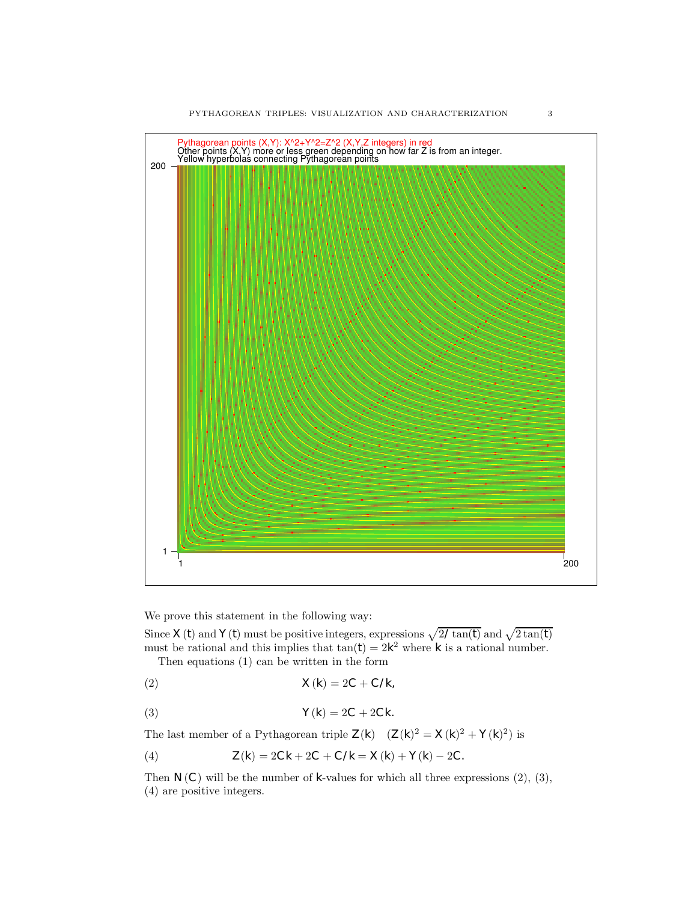We prove this statement in the following way:

Since $X(t)$ and $Y(t)$ must be positive integers, expressions $\sqrt{2/\tan(t)}$ and $\sqrt{2\tan(t)}$ must be rational and this implies that $\tan(t) = 2k^2$ where $k$ is a rational number.

Then equations (1) can be written in the form

$$X(k) = 2C + C/k, \tag{2}$$

$$Y(k) = 2C + 2Ck. \tag{3}$$

The last member of a Pythagorean triple $Z(k)$ $\quad (Z(k)^2 = X(k)^2 + Y(k)^2)$ is

$$Z(k) = 2Ck + 2C + C/k = X(k) + Y(k) - 2C. \tag{4}$$

Then $N(C)$ will be the number of $k$-values for which all three expressions (2), (3), (4) are positive integers.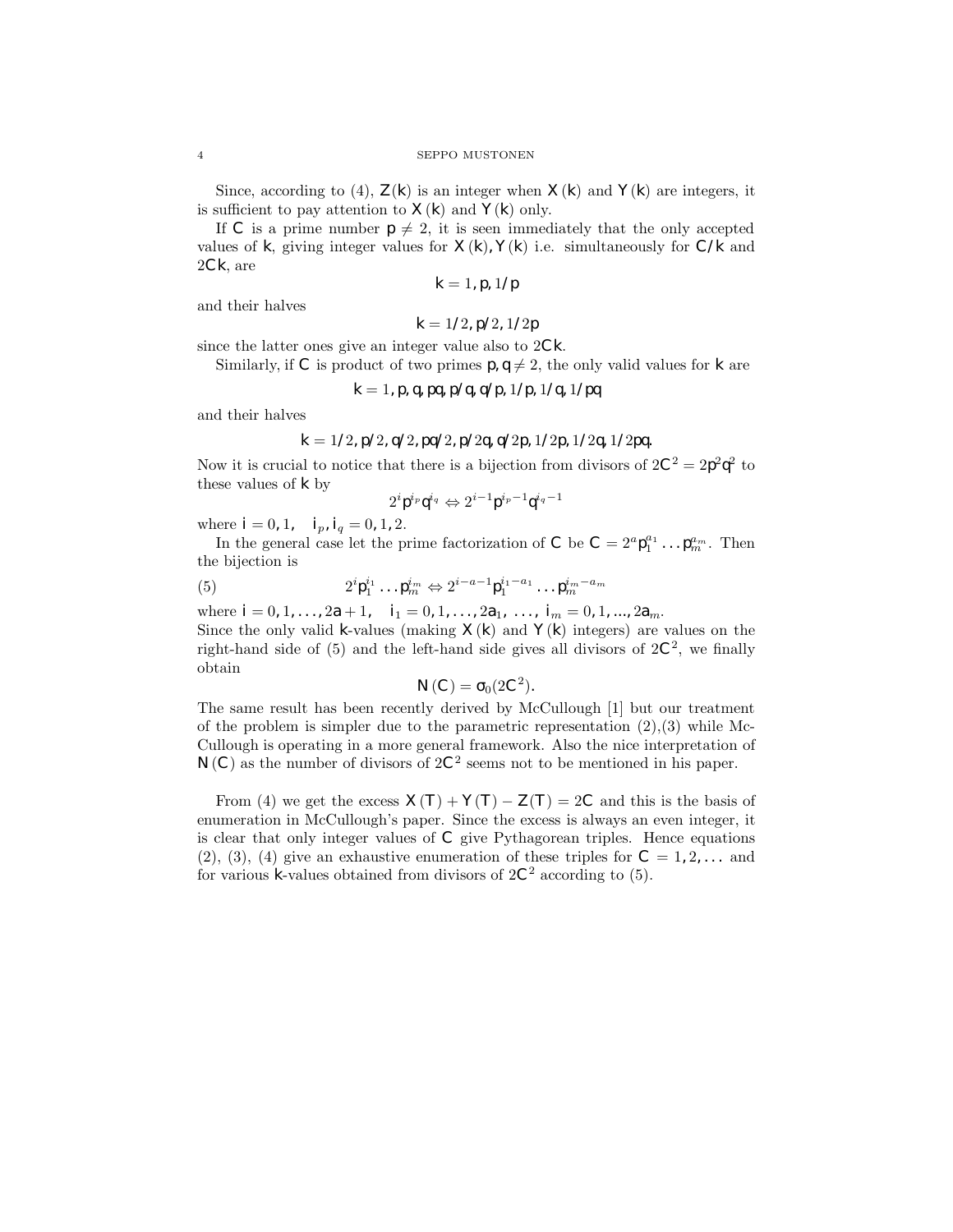Since, according to (4), $Z(k)$ is an integer when $X(k)$ and $Y(k)$ are integers, it is sufficient to pay attention to $X(k)$ and $Y(k)$ only.

If $C$ is a prime number $p \neq 2$, it is seen immediately that the only accepted values of $k$, giving integer values for $X(k), Y(k)$ i.e. simultaneously for $C/k$ and $2Ck$, are

$$k = 1, p, 1/p$$

and their halves

$$k = 1/2, p/2, 1/2p$$

since the latter ones give an integer value also to $2Ck$.

Similarly, if $C$ is product of two primes $p, q \neq 2$, the only valid values for $k$ are

$$k = 1, p, q, pq, p/q, q/p, 1/p, 1/q, 1/pq$$

and their halves

$$k = 1/2, p/2, q/2, pq/2, p/2q, q/2p, 1/2p, 1/2q, 1/2pq.$$

Now it is crucial to notice that there is a bijection from divisors of $2C^2 = 2p^2q^2$ to these values of $k$ by

$$2^i p^{i_p} q^{i_q} \Leftrightarrow 2^{i-1} p^{i_p-1} q^{i_q-1}$$

where $i = 0, 1, \quad i_p, i_q = 0, 1, 2.$

In the general case let the prime factorization of $C$ be $C = 2^a p_1^{a_1} \dots p_m^{a_m}$. Then the bijection is

$$2^i p_1^{i_1} \dots p_m^{i_m} \Leftrightarrow 2^{i-a-1} p_1^{i_1-a_1} \dots p_m^{i_m-a_m} \tag{5}$$

where $i = 0, 1, \dots, 2a+1, \quad i_1 = 0, 1, \dots, 2a_1, \ \dots, \ i_m = 0, 1, ..., 2a_m.$

Since the only valid $k$-values (making $X(k)$ and $Y(k)$ integers) are values on the right-hand side of (5) and the left-hand side gives all divisors of $2C^2$, we finally obtain

$$N(C) = \sigma_0(2C^2).$$

The same result has been recently derived by McCullough [1] but our treatment of the problem is simpler due to the parametric representation (2),(3) while McCullough is operating in a more general framework. Also the nice interpretation of $N(C)$ as the number of divisors of $2C^2$ seems not to be mentioned in his paper.

From (4) we get the excess $X(T) + Y(T) - Z(T) = 2C$ and this is the basis of enumeration in McCullough's paper. Since the excess is always an even integer, it is clear that only integer values of $C$ give Pythagorean triples. Hence equations (2), (3), (4) give an exhaustive enumeration of these triples for $C = 1, 2, \dots$ and for various $k$-values obtained from divisors of $2C^2$ according to (5).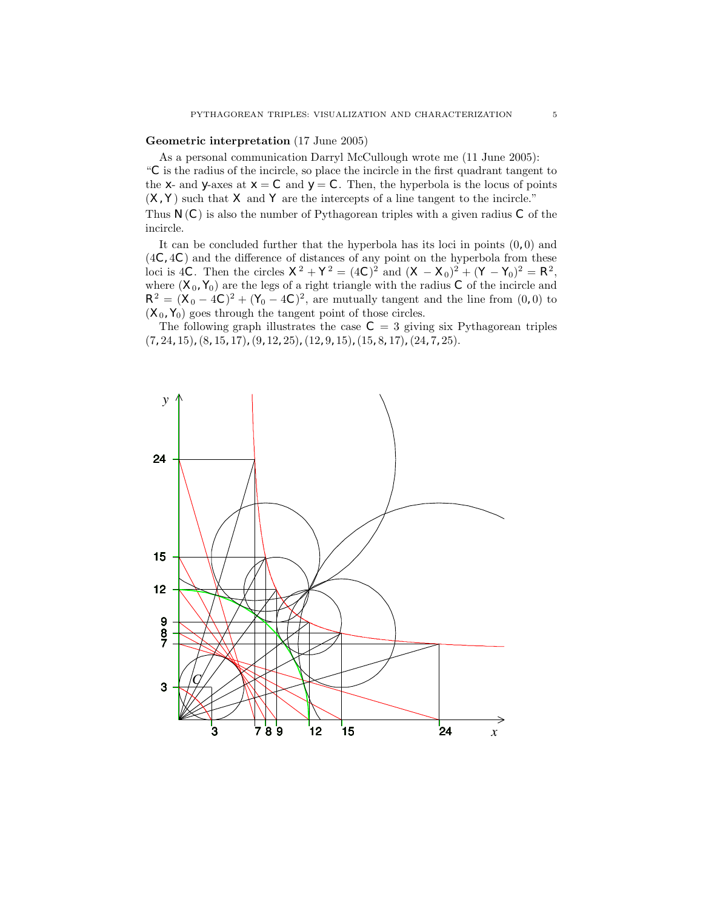**Geometric interpretation** (17 June 2005)

As a personal communication Darryl McCullough wrote me (11 June 2005): "$\mathsf{C}$ is the radius of the incircle, so place the incircle in the first quadrant tangent to the $\mathsf{x}$- and $\mathsf{y}$-axes at $\mathsf{x} = \mathsf{C}$ and $\mathsf{y} = \mathsf{C}$. Then, the hyperbola is the locus of points $(\mathsf{X}, \mathsf{Y})$ such that $\mathsf{X}$ and $\mathsf{Y}$ are the intercepts of a line tangent to the incircle."
Thus $\mathsf{N}(\mathsf{C})$ is also the number of Pythagorean triples with a given radius $\mathsf{C}$ of the incircle.

It can be concluded further that the hyperbola has its loci in points $(0, 0)$ and $(4\mathsf{C}, 4\mathsf{C})$ and the difference of distances of any point on the hyperbola from these loci is $4\mathsf{C}$. Then the circles $\mathsf{X}^2 + \mathsf{Y}^2 = (4\mathsf{C})^2$ and $(\mathsf{X} - \mathsf{X}_0)^2 + (\mathsf{Y} - \mathsf{Y}_0)^2 = \mathsf{R}^2$, where $(\mathsf{X}_0, \mathsf{Y}_0)$ are the legs of a right triangle with the radius $\mathsf{C}$ of the incircle and $\mathsf{R}^2 = (\mathsf{X}_0 - 4\mathsf{C})^2 + (\mathsf{Y}_0 - 4\mathsf{C})^2$, are mutually tangent and the line from $(0, 0)$ to $(\mathsf{X}_0, \mathsf{Y}_0)$ goes through the tangent point of those circles.

The following graph illustrates the case $\mathsf{C} = 3$ giving six Pythagorean triples $(7, 24, 15), (8, 15, 17), (9, 12, 25), (12, 9, 15), (15, 8, 17), (24, 7, 25)$.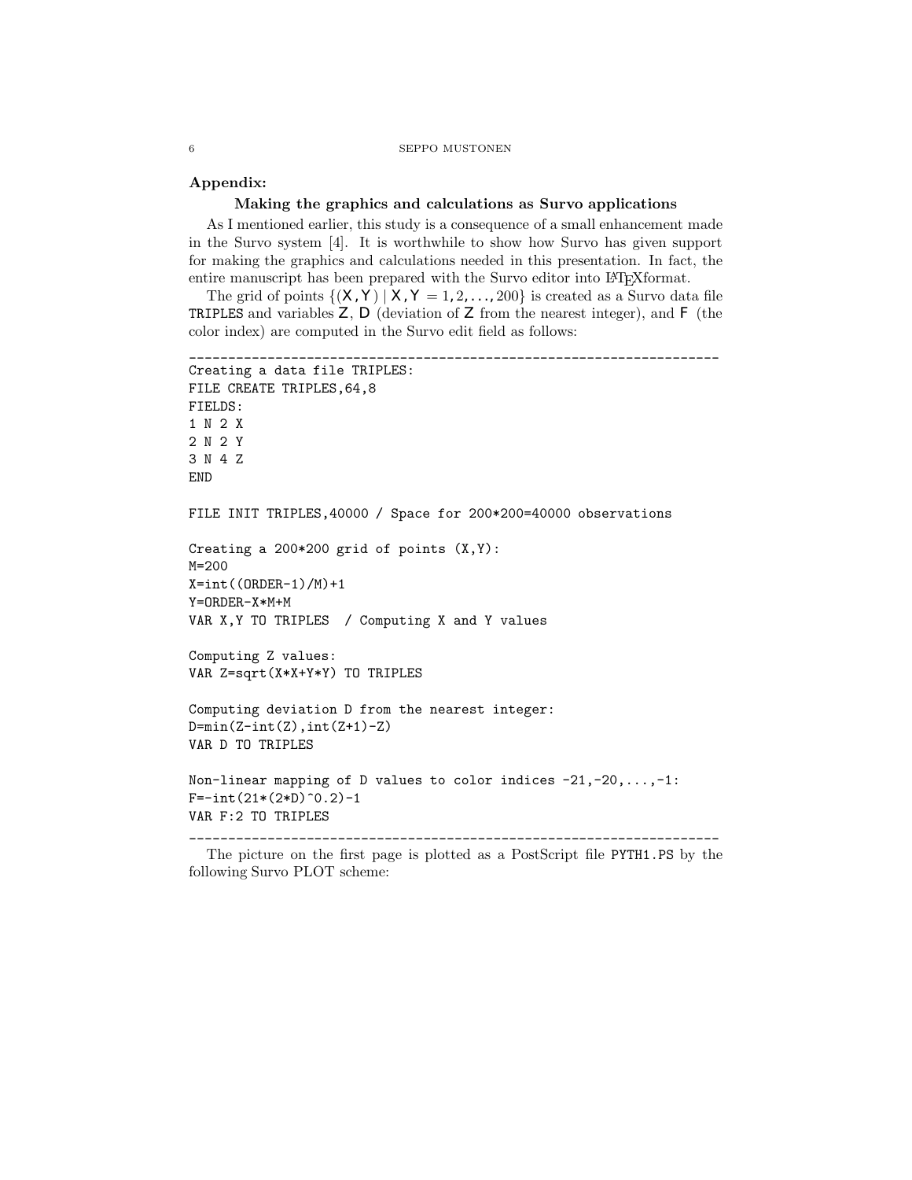**Appendix:**

### Making the graphics and calculations as Survo applications

As I mentioned earlier, this study is a consequence of a small enhancement made in the Survo system [4]. It is worthwhile to show how Survo has given support for making the graphics and calculations needed in this presentation. In fact, the entire manuscript has been prepared with the Survo editor into LaTeXformat.

The grid of points $\{(X, Y) \mid X, Y = 1, 2, \ldots, 200\}$ is created as a Survo data file TRIPLES and variables $Z$, $D$ (deviation of $Z$ from the nearest integer), and $F$ (the color index) are computed in the Survo edit field as follows:

```
____________________________________________________________________
Creating a data file TRIPLES:
FILE CREATE TRIPLES,64,8
FIELDS:
1 N 2 X
2 N 2 Y
3 N 4 Z
END

FILE INIT TRIPLES,40000 / Space for 200*200=40000 observations

Creating a 200*200 grid of points (X,Y):
M=200
X=int((ORDER-1)/M)+1
Y=ORDER-X*M+M
VAR X,Y TO TRIPLES  / Computing X and Y values

Computing Z values:
VAR Z=sqrt(X*X+Y*Y) TO TRIPLES

Computing deviation D from the nearest integer:
D=min(Z-int(Z),int(Z+1)-Z)
VAR D TO TRIPLES

Non-linear mapping of D values to color indices -21,-20,...,-1:
F=-int(21*(2*D)^0.2)-1
VAR F:2 TO TRIPLES
____________________________________________________________________
```

The picture on the first page is plotted as a PostScript file PYTH1.PS by the following Survo PLOT scheme: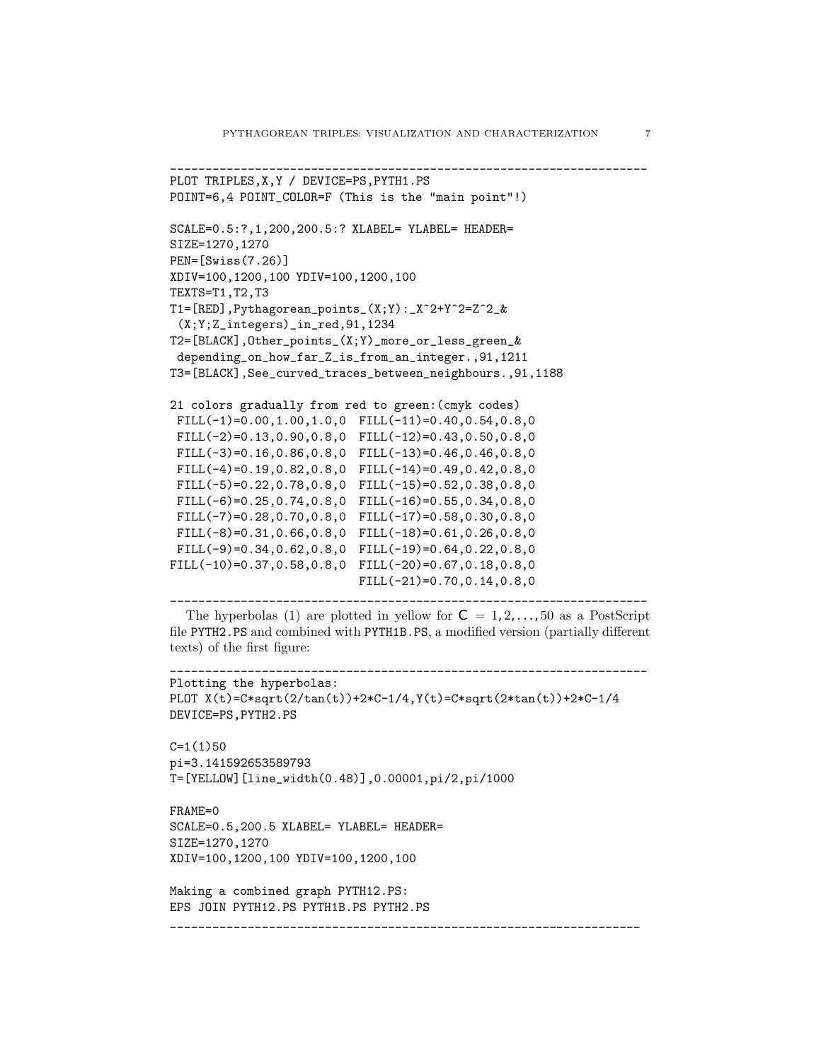```
--------------------------------------------------------------------
PLOT TRIPLES,X,Y / DEVICE=PS,PYTH1.PS
POINT=6,4 POINT_COLOR=F (This is the "main point"!)

SCALE=0.5:?,1,200,200.5:? XLABEL= YLABEL= HEADER=
SIZE=1270,1270
PEN=[Swiss(7.26)]
XDIV=100,1200,100 YDIV=100,1200,100
TEXTS=T1,T2,T3
T1=[RED],Pythagorean_points_(X;Y):_X^2+Y^2=Z^2_&
 (X;Y;Z_integers)_in_red,91,1234
T2=[BLACK],Other_points_(X;Y)_more_or_less_green_&
 depending_on_how_far_Z_is_from_an_integer.,91,1211
T3=[BLACK],See_curved_traces_between_neighbours.,91,1188

21 colors gradually from red to green:(cmyk codes)
 FILL(-1)=0.00,1.00,1.0,0  FILL(-11)=0.40,0.54,0.8,0
 FILL(-2)=0.13,0.90,0.8,0  FILL(-12)=0.43,0.50,0.8,0
 FILL(-3)=0.16,0.86,0.8,0  FILL(-13)=0.46,0.46,0.8,0
 FILL(-4)=0.19,0.82,0.8,0  FILL(-14)=0.49,0.42,0.8,0
 FILL(-5)=0.22,0.78,0.8,0  FILL(-15)=0.52,0.38,0.8,0
 FILL(-6)=0.25,0.74,0.8,0  FILL(-16)=0.55,0.34,0.8,0
 FILL(-7)=0.28,0.70,0.8,0  FILL(-17)=0.58,0.30,0.8,0
 FILL(-8)=0.31,0.66,0.8,0  FILL(-18)=0.61,0.26,0.8,0
 FILL(-9)=0.34,0.62,0.8,0  FILL(-19)=0.64,0.22,0.8,0
FILL(-10)=0.37,0.58,0.8,0  FILL(-20)=0.67,0.18,0.8,0
                           FILL(-21)=0.70,0.14,0.8,0
--------------------------------------------------------------------
```

The hyperbolas (1) are plotted in yellow for $\mathsf{C} = 1, 2, \ldots, 50$ as a PostScript file PYTH2.PS and combined with PYTH1B.PS, a modified version (partially different texts) of the first figure:

```
--------------------------------------------------------------------
Plotting the hyperbolas:
PLOT X(t)=C*sqrt(2/tan(t))+2*C-1/4,Y(t)=C*sqrt(2*tan(t))+2*C-1/4
DEVICE=PS,PYTH2.PS

C=1(1)50
pi=3.141592653589793
T=[YELLOW][line_width(0.48)],0.00001,pi/2,pi/1000

FRAME=0
SCALE=0.5,200.5 XLABEL= YLABEL= HEADER=
SIZE=1270,1270
XDIV=100,1200,100 YDIV=100,1200,100

Making a combined graph PYTH12.PS:
EPS JOIN PYTH12.PS PYTH1B.PS PYTH2.PS
--------------------------------------------------------------------
```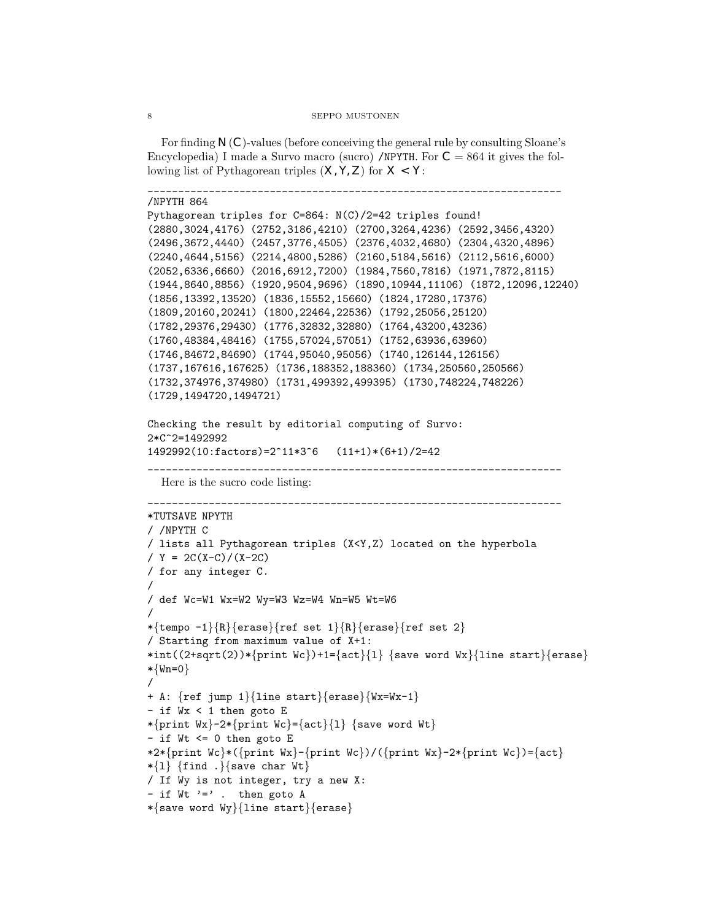For finding $N(C)$-values (before conceiving the general rule by consulting Sloane's Encyclopedia) I made a Survo macro (sucro) /NPYTH. For $C = 864$ it gives the following list of Pythagorean triples $(X, Y, Z)$ for $X < Y$:

```
______________________________________________________________________
/NPYTH 864
Pythagorean triples for C=864: N(C)/2=42 triples found!
(2880,3024,4176) (2752,3186,4210) (2700,3264,4236) (2592,3456,4320)
(2496,3672,4440) (2457,3776,4505) (2376,4032,4680) (2304,4320,4896)
(2240,4644,5156) (2214,4800,5286) (2160,5184,5616) (2112,5616,6000)
(2052,6336,6660) (2016,6912,7200) (1984,7560,7816) (1971,7872,8115)
(1944,8640,8856) (1920,9504,9696) (1890,10944,11106) (1872,12096,12240)
(1856,13392,13520) (1836,15552,15660) (1824,17280,17376)
(1809,20160,20241) (1800,22464,22536) (1792,25056,25120)
(1782,29376,29430) (1776,32832,32880) (1764,43200,43236)
(1760,48384,48416) (1755,57024,57051) (1752,63936,63960)
(1746,84672,84690) (1744,95040,95056) (1740,126144,126156)
(1737,167616,167625) (1736,188352,188360) (1734,250560,250566)
(1732,374976,374980) (1731,499392,499395) (1730,748224,748226)
(1729,1494720,1494721)

Checking the result by editorial computing of Survo:
2*C^2=1492992
1492992(10:factors)=2^11*3^6   (11+1)*(6+1)/2=42
______________________________________________________________________
```

Here is the sucro code listing:

```
______________________________________________________________________
*TUTSAVE NPYTH
/ /NPYTH C
/ lists all Pythagorean triples (X<Y,Z) located on the hyperbola
/ Y = 2C(X-C)/(X-2C)
/ for any integer C.
/
/ def Wc=W1 Wx=W2 Wy=W3 Wz=W4 Wn=W5 Wt=W6
/
*{tempo -1}{R}{erase}{ref set 1}{R}{erase}{ref set 2}
/ Starting from maximum value of X+1:
*int((2+sqrt(2))*{print Wc})+1={act}{l} {save word Wx}{line start}{erase}
*{Wn=0}
/
+ A: {ref jump 1}{line start}{erase}{Wx=Wx-1}
- if Wx < 1 then goto E
*{print Wx}-2*{print Wc}={act}{l} {save word Wt}
- if Wt <= 0 then goto E
*2*{print Wc}*({print Wx}-{print Wc})/({print Wx}-2*{print Wc})={act}
*{l} {find .}{save char Wt}
/ If Wy is not integer, try a new X:
- if Wt '=' .  then goto A
*{save word Wy}{line start}{erase}
```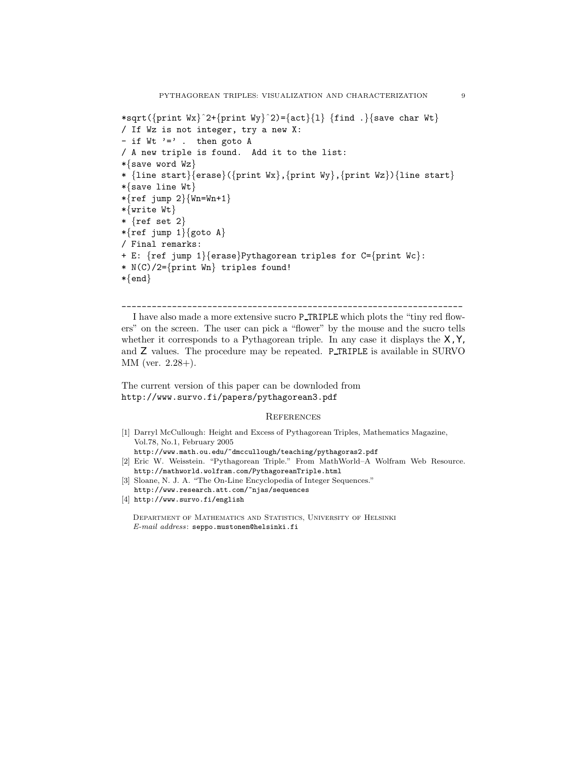```
*sqrt({print Wx}^2+{print Wy}^2)={act}{l} {find .}{save char Wt}
/ If Wz is not integer, try a new X:
- if Wt '=' .  then goto A
/ A new triple is found.  Add it to the list:
*{save word Wz}
* {line start}{erase}({print Wx},{print Wy},{print Wz}){line start}
*{save line Wt}
*{ref jump 2}{Wn=Wn+1}
*{write Wt}
* {ref set 2}
*{ref jump 1}{goto A}
/ Final remarks:
+ E: {ref jump 1}{erase}Pythagorean triples for C={print Wc}:
* N(C)/2={print Wn} triples found!
*{end}
```

---

I have also made a more extensive sucro P_TRIPLE which plots the "tiny red flowers" on the screen. The user can pick a "flower" by the mouse and the sucro tells whether it corresponds to a Pythagorean triple. In any case it displays the X, Y, and Z values. The procedure may be repeated. P_TRIPLE is available in SURVO MM (ver. 2.28+).

The current version of this paper can be downloded from
http://www.survo.fi/papers/pythagorean3.pdf

## References

[1] Darryl McCullough: Height and Excess of Pythagorean Triples, Mathematics Magazine, Vol.78, No.1, February 2005
http://www.math.ou.edu/~dmccullough/teaching/pythagoras2.pdf

[2] Eric W. Weisstein. "Pythagorean Triple." From MathWorld–A Wolfram Web Resource. http://mathworld.wolfram.com/PythagoreanTriple.html

[3] Sloane, N. J. A. "The On-Line Encyclopedia of Integer Sequences."
http://www.research.att.com/~njas/sequences

[4] http://www.survo.fi/english

Department of Mathematics and Statistics, University of Helsinki
*E-mail address*: seppo.mustonen@helsinki.fi